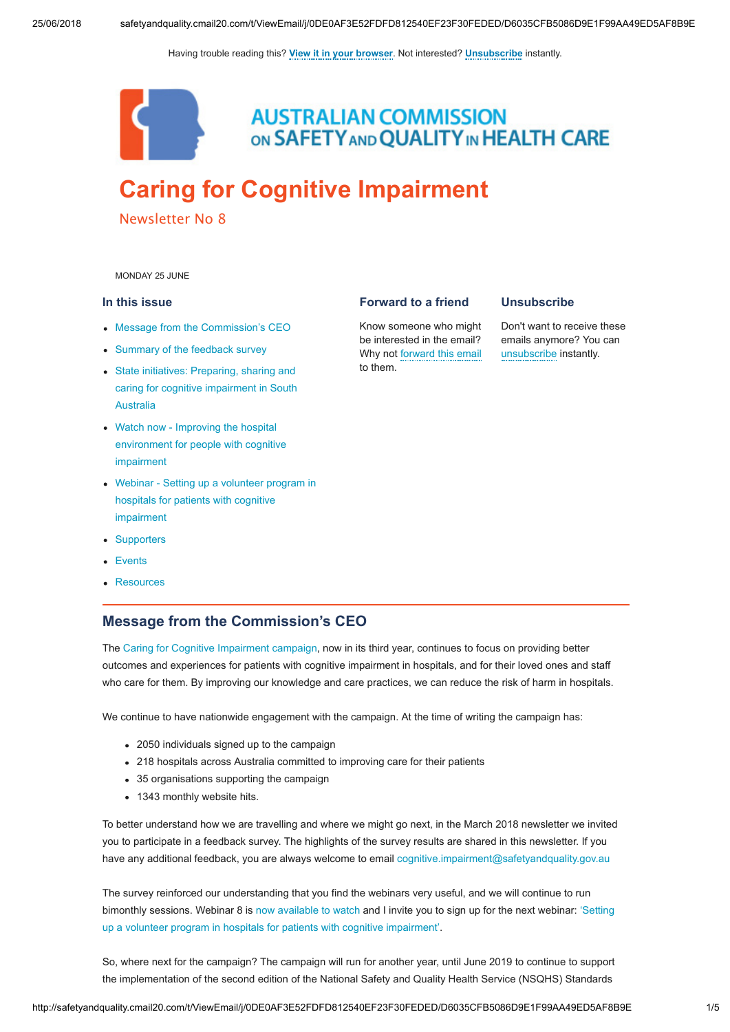Having trouble reading this? **View it in your browser**. Not interested? **Unsubscribe** instantly.

AUSTRALIAN COMMISSION ON SAFETY AND QUALITY IN HEALTH CARE

# Caring for Cognitive Impairment

## Newsletter No 8

MONDAY 25 JUNE

### In this issue

- Message from the Commission's CEO
- Summary of the feedback survey
- State initiatives: Preparing, sharing and caring for cognitive impairment in South Australia
- Watch now - Improving the hospital environment for people with cognitive impairment
- Webinar - Setting up a volunteer program in hospitals for patients with cognitive impairment
- Supporters
- Events
- Resources

### Forward to a friend

Know someone who might be interested in the email? Why not forward this email to them.

### Unsubscribe

Don't want to receive these emails anymore? You can unsubscribe instantly.

## Message from the Commission's CEO

The Caring for Cognitive Impairment campaign, now in its third year, continues to focus on providing better outcomes and experiences for patients with cognitive impairment in hospitals, and for their loved ones and staff who care for them. By improving our knowledge and care practices, we can reduce the risk of harm in hospitals.

We continue to have nationwide engagement with the campaign. At the time of writing the campaign has:

- 2050 individuals signed up to the campaign
- 218 hospitals across Australia committed to improving care for their patients
- 35 organisations supporting the campaign
- 1343 monthly website hits.

To better understand how we are travelling and where we might go next, in the March 2018 newsletter we invited you to participate in a feedback survey. The highlights of the survey results are shared in this newsletter. If you have any additional feedback, you are always welcome to email cognitive.impairment@safetyandquality.gov.au

The survey reinforced our understanding that you find the webinars very useful, and we will continue to run bimonthly sessions. Webinar 8 is now available to watch and I invite you to sign up for the next webinar: 'Setting up a volunteer program in hospitals for patients with cognitive impairment'.

So, where next for the campaign? The campaign will run for another year, until June 2019 to continue to support the implementation of the second edition of the National Safety and Quality Health Service (NSQHS) Standards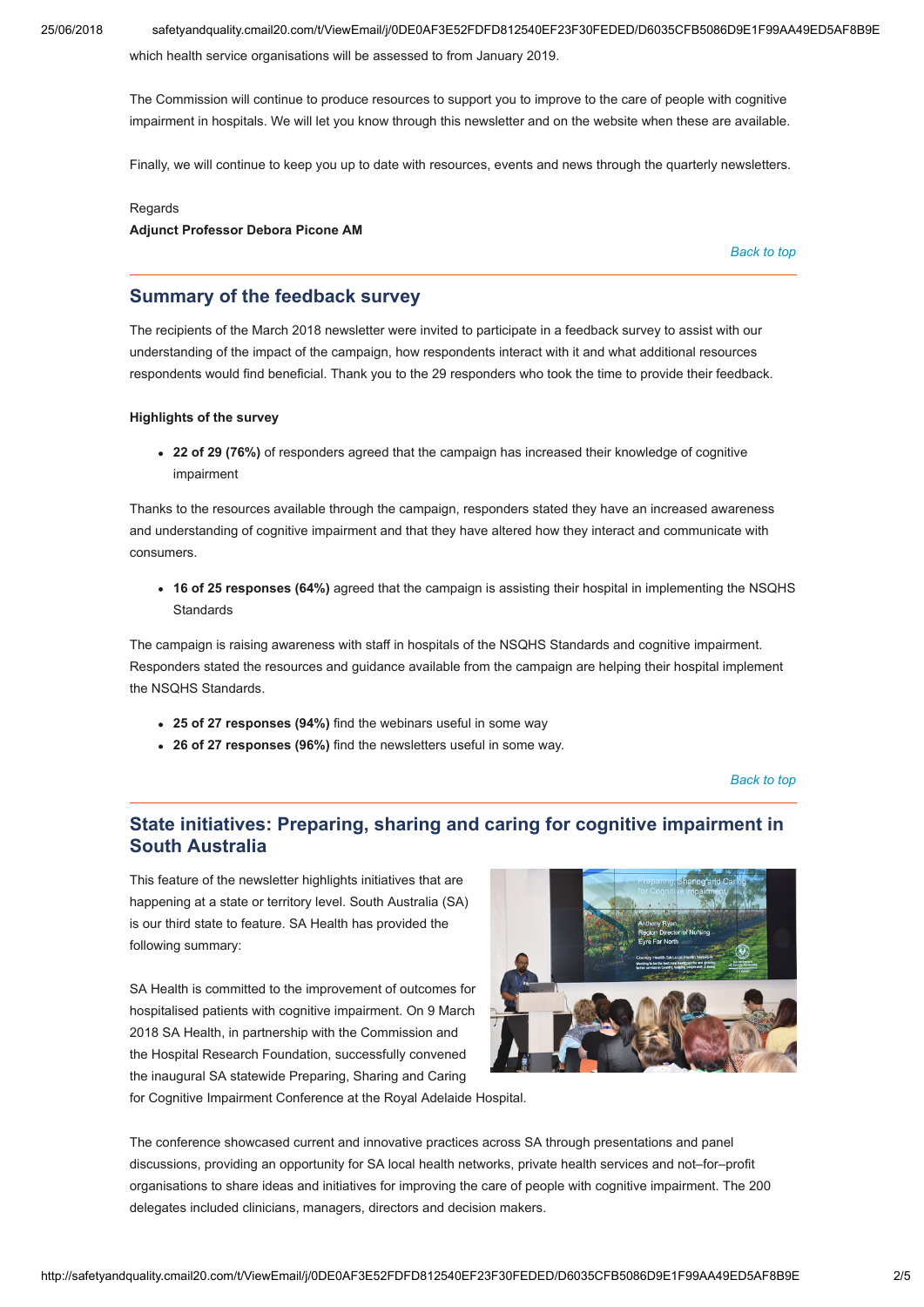which health service organisations will be assessed to from January 2019.

The Commission will continue to produce resources to support you to improve to the care of people with cognitive impairment in hospitals. We will let you know through this newsletter and on the website when these are available.

Finally, we will continue to keep you up to date with resources, events and news through the quarterly newsletters.

Regards
**Adjunct Professor Debora Picone AM**

*Back to top*

## Summary of the feedback survey

The recipients of the March 2018 newsletter were invited to participate in a feedback survey to assist with our understanding of the impact of the campaign, how respondents interact with it and what additional resources respondents would find beneficial. Thank you to the 29 responders who took the time to provide their feedback.

**Highlights of the survey**

- **22 of 29 (76%)** of responders agreed that the campaign has increased their knowledge of cognitive impairment

Thanks to the resources available through the campaign, responders stated they have an increased awareness and understanding of cognitive impairment and that they have altered how they interact and communicate with consumers.

- **16 of 25 responses (64%)** agreed that the campaign is assisting their hospital in implementing the NSQHS Standards

The campaign is raising awareness with staff in hospitals of the NSQHS Standards and cognitive impairment. Responders stated the resources and guidance available from the campaign are helping their hospital implement the NSQHS Standards.

- **25 of 27 responses (94%)** find the webinars useful in some way
- **26 of 27 responses (96%)** find the newsletters useful in some way.

*Back to top*

## State initiatives: Preparing, sharing and caring for cognitive impairment in South Australia

This feature of the newsletter highlights initiatives that are happening at a state or territory level. South Australia (SA) is our third state to feature. SA Health has provided the following summary:

SA Health is committed to the improvement of outcomes for hospitalised patients with cognitive impairment. On 9 March 2018 SA Health, in partnership with the Commission and the Hospital Research Foundation, successfully convened the inaugural SA statewide Preparing, Sharing and Caring for Cognitive Impairment Conference at the Royal Adelaide Hospital.

The conference showcased current and innovative practices across SA through presentations and panel discussions, providing an opportunity for SA local health networks, private health services and not–for–profit organisations to share ideas and initiatives for improving the care of people with cognitive impairment. The 200 delegates included clinicians, managers, directors and decision makers.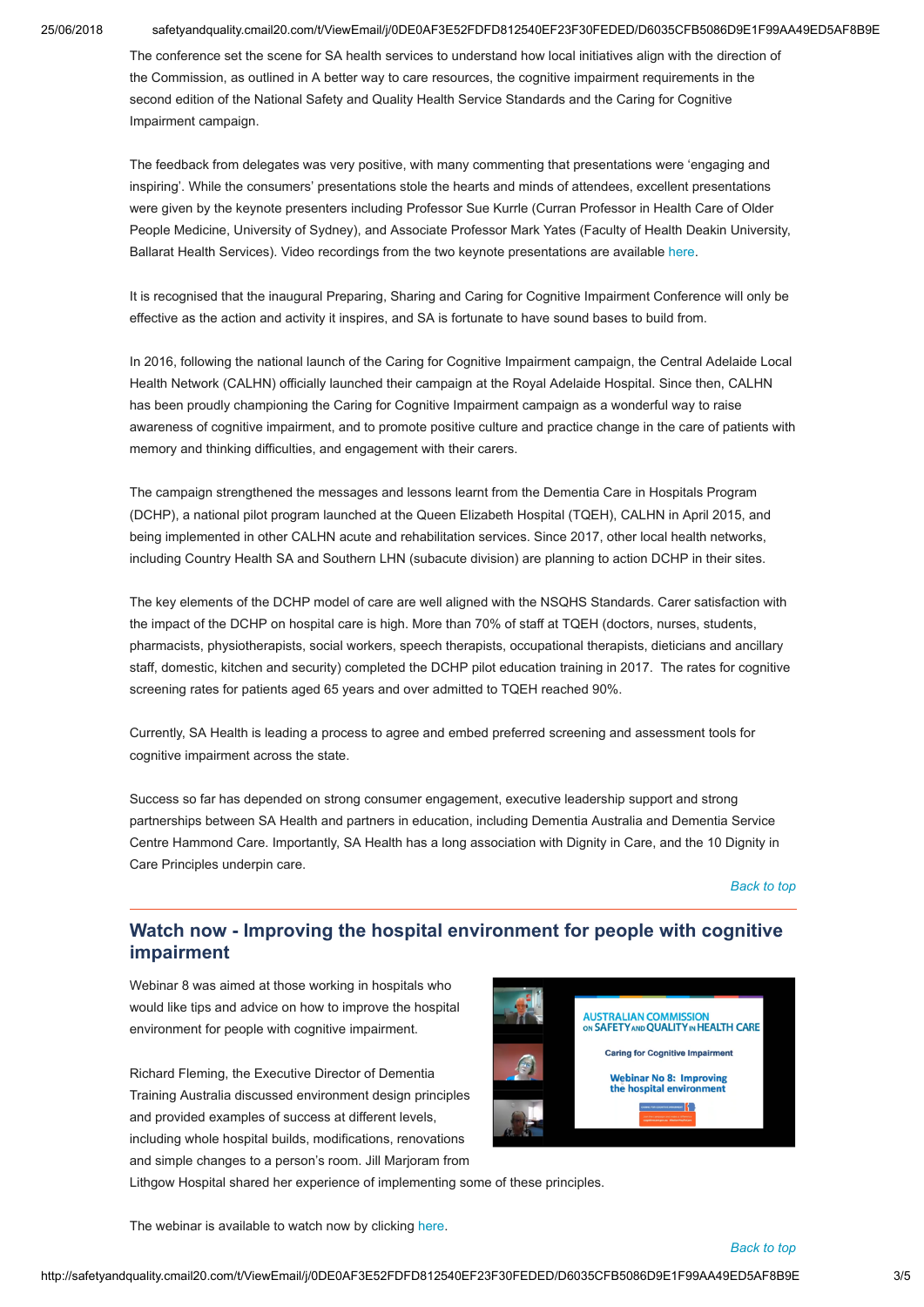The conference set the scene for SA health services to understand how local initiatives align with the direction of the Commission, as outlined in A better way to care resources, the cognitive impairment requirements in the second edition of the National Safety and Quality Health Service Standards and the Caring for Cognitive Impairment campaign.

The feedback from delegates was very positive, with many commenting that presentations were 'engaging and inspiring'. While the consumers' presentations stole the hearts and minds of attendees, excellent presentations were given by the keynote presenters including Professor Sue Kurrle (Curran Professor in Health Care of Older People Medicine, University of Sydney), and Associate Professor Mark Yates (Faculty of Health Deakin University, Ballarat Health Services). Video recordings from the two keynote presentations are available here.

It is recognised that the inaugural Preparing, Sharing and Caring for Cognitive Impairment Conference will only be effective as the action and activity it inspires, and SA is fortunate to have sound bases to build from.

In 2016, following the national launch of the Caring for Cognitive Impairment campaign, the Central Adelaide Local Health Network (CALHN) officially launched their campaign at the Royal Adelaide Hospital. Since then, CALHN has been proudly championing the Caring for Cognitive Impairment campaign as a wonderful way to raise awareness of cognitive impairment, and to promote positive culture and practice change in the care of patients with memory and thinking difficulties, and engagement with their carers.

The campaign strengthened the messages and lessons learnt from the Dementia Care in Hospitals Program (DCHP), a national pilot program launched at the Queen Elizabeth Hospital (TQEH), CALHN in April 2015, and being implemented in other CALHN acute and rehabilitation services. Since 2017, other local health networks, including Country Health SA and Southern LHN (subacute division) are planning to action DCHP in their sites.

The key elements of the DCHP model of care are well aligned with the NSQHS Standards. Carer satisfaction with the impact of the DCHP on hospital care is high. More than 70% of staff at TQEH (doctors, nurses, students, pharmacists, physiotherapists, social workers, speech therapists, occupational therapists, dieticians and ancillary staff, domestic, kitchen and security) completed the DCHP pilot education training in 2017. The rates for cognitive screening rates for patients aged 65 years and over admitted to TQEH reached 90%.

Currently, SA Health is leading a process to agree and embed preferred screening and assessment tools for cognitive impairment across the state.

Success so far has depended on strong consumer engagement, executive leadership support and strong partnerships between SA Health and partners in education, including Dementia Australia and Dementia Service Centre Hammond Care. Importantly, SA Health has a long association with Dignity in Care, and the 10 Dignity in Care Principles underpin care.

*Back to top*

---

## Watch now - Improving the hospital environment for people with cognitive impairment

Webinar 8 was aimed at those working in hospitals who would like tips and advice on how to improve the hospital environment for people with cognitive impairment.

Richard Fleming, the Executive Director of Dementia Training Australia discussed environment design principles and provided examples of success at different levels, including whole hospital builds, modifications, renovations and simple changes to a person's room. Jill Marjoram from Lithgow Hospital shared her experience of implementing some of these principles.

The webinar is available to watch now by clicking here.

*Back to top*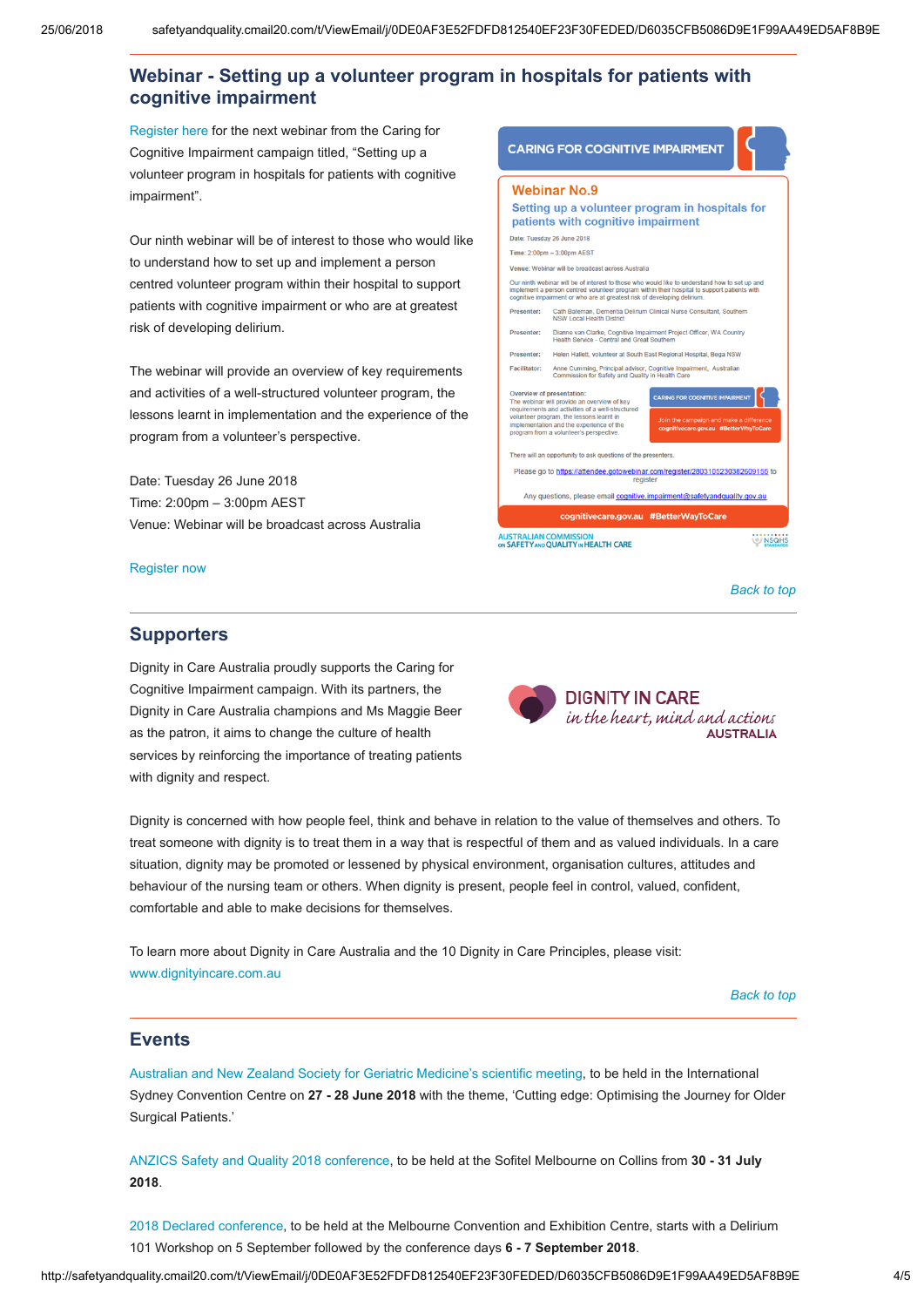## Webinar - Setting up a volunteer program in hospitals for patients with cognitive impairment

Register here for the next webinar from the Caring for Cognitive Impairment campaign titled, "Setting up a volunteer program in hospitals for patients with cognitive impairment".

Our ninth webinar will be of interest to those who would like to understand how to set up and implement a person centred volunteer program within their hospital to support patients with cognitive impairment or who are at greatest risk of developing delirium.

The webinar will provide an overview of key requirements and activities of a well-structured volunteer program, the lessons learnt in implementation and the experience of the program from a volunteer's perspective.

Date: Tuesday 26 June 2018
Time: 2:00pm – 3:00pm AEST
Venue: Webinar will be broadcast across Australia

Register now

*Back to top*

## Supporters

Dignity in Care Australia proudly supports the Caring for Cognitive Impairment campaign. With its partners, the Dignity in Care Australia champions and Ms Maggie Beer as the patron, it aims to change the culture of health services by reinforcing the importance of treating patients with dignity and respect.

Dignity is concerned with how people feel, think and behave in relation to the value of themselves and others. To treat someone with dignity is to treat them in a way that is respectful of them and as valued individuals. In a care situation, dignity may be promoted or lessened by physical environment, organisation cultures, attitudes and behaviour of the nursing team or others. When dignity is present, people feel in control, valued, confident, comfortable and able to make decisions for themselves.

To learn more about Dignity in Care Australia and the 10 Dignity in Care Principles, please visit: www.dignityincare.com.au

*Back to top*

## Events

Australian and New Zealand Society for Geriatric Medicine's scientific meeting, to be held in the International Sydney Convention Centre on **27 - 28 June 2018** with the theme, 'Cutting edge: Optimising the Journey for Older Surgical Patients.'

ANZICS Safety and Quality 2018 conference, to be held at the Sofitel Melbourne on Collins from **30 - 31 July 2018**.

2018 Declared conference, to be held at the Melbourne Convention and Exhibition Centre, starts with a Delirium 101 Workshop on 5 September followed by the conference days **6 - 7 September 2018**.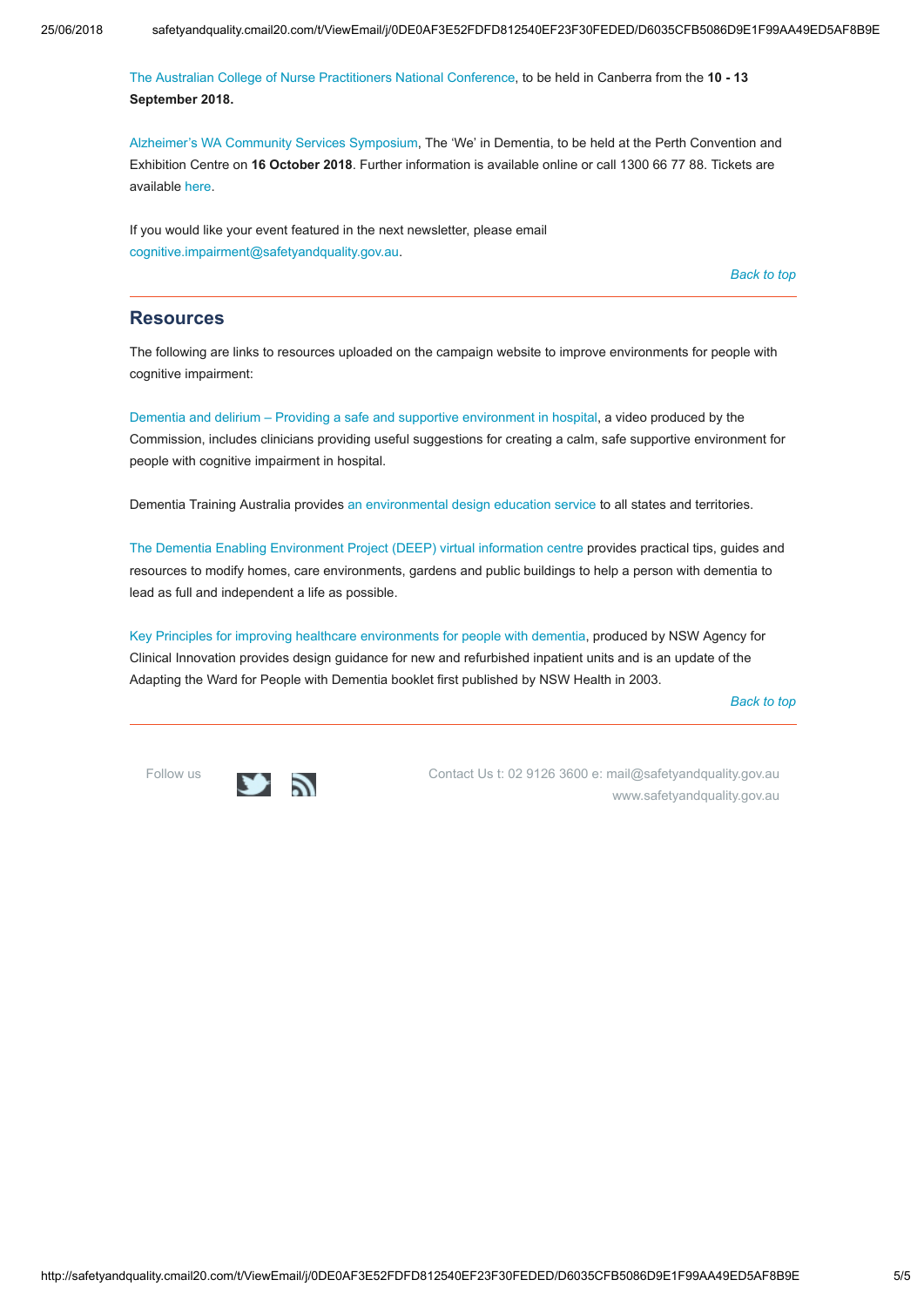The Australian College of Nurse Practitioners National Conference, to be held in Canberra from the **10 - 13 September 2018.**

Alzheimer's WA Community Services Symposium, The 'We' in Dementia, to be held at the Perth Convention and Exhibition Centre on **16 October 2018**. Further information is available online or call 1300 66 77 88. Tickets are available here.

If you would like your event featured in the next newsletter, please email cognitive.impairment@safetyandquality.gov.au.

*Back to top*

## Resources

The following are links to resources uploaded on the campaign website to improve environments for people with cognitive impairment:

Dementia and delirium – Providing a safe and supportive environment in hospital, a video produced by the Commission, includes clinicians providing useful suggestions for creating a calm, safe supportive environment for people with cognitive impairment in hospital.

Dementia Training Australia provides an environmental design education service to all states and territories.

The Dementia Enabling Environment Project (DEEP) virtual information centre provides practical tips, guides and resources to modify homes, care environments, gardens and public buildings to help a person with dementia to lead as full and independent a life as possible.

Key Principles for improving healthcare environments for people with dementia, produced by NSW Agency for Clinical Innovation provides design guidance for new and refurbished inpatient units and is an update of the Adapting the Ward for People with Dementia booklet first published by NSW Health in 2003.

*Back to top*

Follow us

Contact Us t: 02 9126 3600 e: mail@safetyandquality.gov.au
www.safetyandquality.gov.au